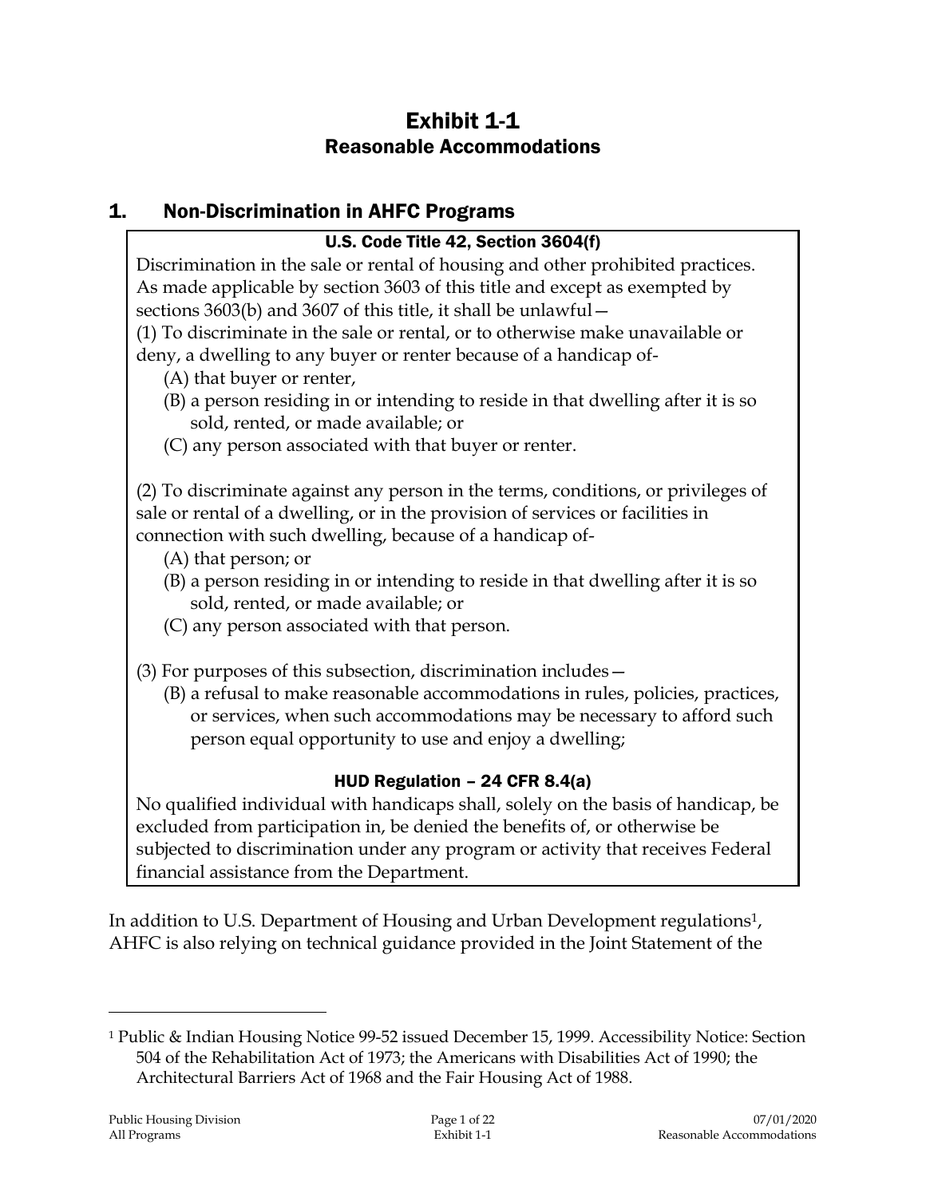# Exhibit 1-1
## Reasonable Accommodations

## 1. Non-Discrimination in AHFC Programs

**U.S. Code Title 42, Section 3604(f)**

Discrimination in the sale or rental of housing and other prohibited practices. As made applicable by section 3603 of this title and except as exempted by sections 3603(b) and 3607 of this title, it shall be unlawful—

(1) To discriminate in the sale or rental, or to otherwise make unavailable or deny, a dwelling to any buyer or renter because of a handicap of-

- (A) that buyer or renter,
- (B) a person residing in or intending to reside in that dwelling after it is so sold, rented, or made available; or
- (C) any person associated with that buyer or renter.

(2) To discriminate against any person in the terms, conditions, or privileges of sale or rental of a dwelling, or in the provision of services or facilities in connection with such dwelling, because of a handicap of-

- (A) that person; or
- (B) a person residing in or intending to reside in that dwelling after it is so sold, rented, or made available; or
- (C) any person associated with that person.

(3) For purposes of this subsection, discrimination includes—

- (B) a refusal to make reasonable accommodations in rules, policies, practices, or services, when such accommodations may be necessary to afford such person equal opportunity to use and enjoy a dwelling;

**HUD Regulation – 24 CFR 8.4(a)**

No qualified individual with handicaps shall, solely on the basis of handicap, be excluded from participation in, be denied the benefits of, or otherwise be subjected to discrimination under any program or activity that receives Federal financial assistance from the Department.

In addition to U.S. Department of Housing and Urban Development regulations[1], AHFC is also relying on technical guidance provided in the Joint Statement of the

[1] Public & Indian Housing Notice 99-52 issued December 15, 1999. Accessibility Notice: Section 504 of the Rehabilitation Act of 1973; the Americans with Disabilities Act of 1990; the Architectural Barriers Act of 1968 and the Fair Housing Act of 1988.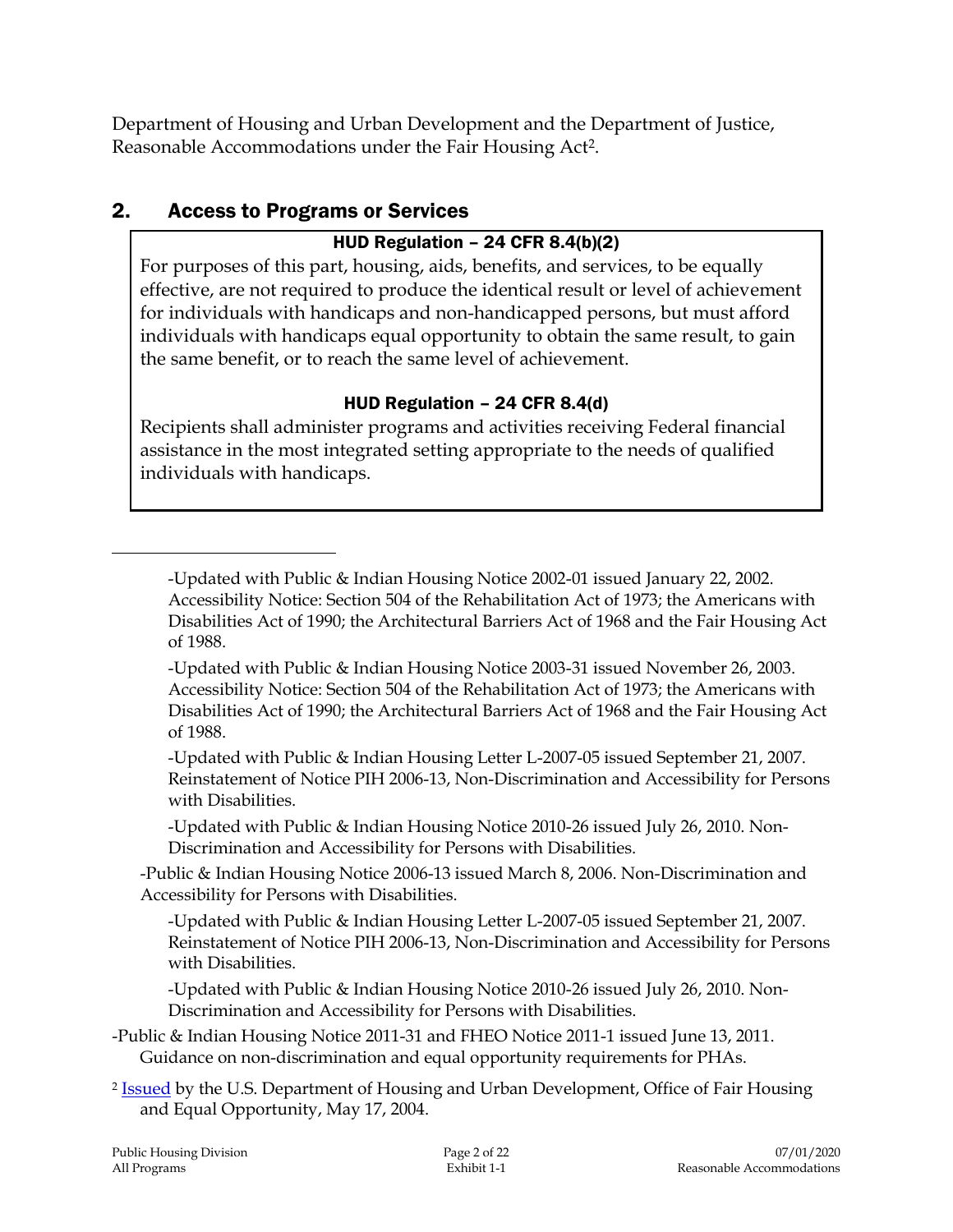Department of Housing and Urban Development and the Department of Justice, Reasonable Accommodations under the Fair Housing Act[2].

## 2. Access to Programs or Services

**HUD Regulation – 24 CFR 8.4(b)(2)**

For purposes of this part, housing, aids, benefits, and services, to be equally effective, are not required to produce the identical result or level of achievement for individuals with handicaps and non-handicapped persons, but must afford individuals with handicaps equal opportunity to obtain the same result, to gain the same benefit, or to reach the same level of achievement.

**HUD Regulation – 24 CFR 8.4(d)**

Recipients shall administer programs and activities receiving Federal financial assistance in the most integrated setting appropriate to the needs of qualified individuals with handicaps.

---

-Updated with Public & Indian Housing Notice 2002-01 issued January 22, 2002. Accessibility Notice: Section 504 of the Rehabilitation Act of 1973; the Americans with Disabilities Act of 1990; the Architectural Barriers Act of 1968 and the Fair Housing Act of 1988.

-Updated with Public & Indian Housing Notice 2003-31 issued November 26, 2003. Accessibility Notice: Section 504 of the Rehabilitation Act of 1973; the Americans with Disabilities Act of 1990; the Architectural Barriers Act of 1968 and the Fair Housing Act of 1988.

-Updated with Public & Indian Housing Letter L-2007-05 issued September 21, 2007. Reinstatement of Notice PIH 2006-13, Non-Discrimination and Accessibility for Persons with Disabilities.

-Updated with Public & Indian Housing Notice 2010-26 issued July 26, 2010. Non-Discrimination and Accessibility for Persons with Disabilities.

-Public & Indian Housing Notice 2006-13 issued March 8, 2006. Non-Discrimination and Accessibility for Persons with Disabilities.

-Updated with Public & Indian Housing Letter L-2007-05 issued September 21, 2007. Reinstatement of Notice PIH 2006-13, Non-Discrimination and Accessibility for Persons with Disabilities.

-Updated with Public & Indian Housing Notice 2010-26 issued July 26, 2010. Non-Discrimination and Accessibility for Persons with Disabilities.

-Public & Indian Housing Notice 2011-31 and FHEO Notice 2011-1 issued June 13, 2011. Guidance on non-discrimination and equal opportunity requirements for PHAs.

[2] Issued by the U.S. Department of Housing and Urban Development, Office of Fair Housing and Equal Opportunity, May 17, 2004.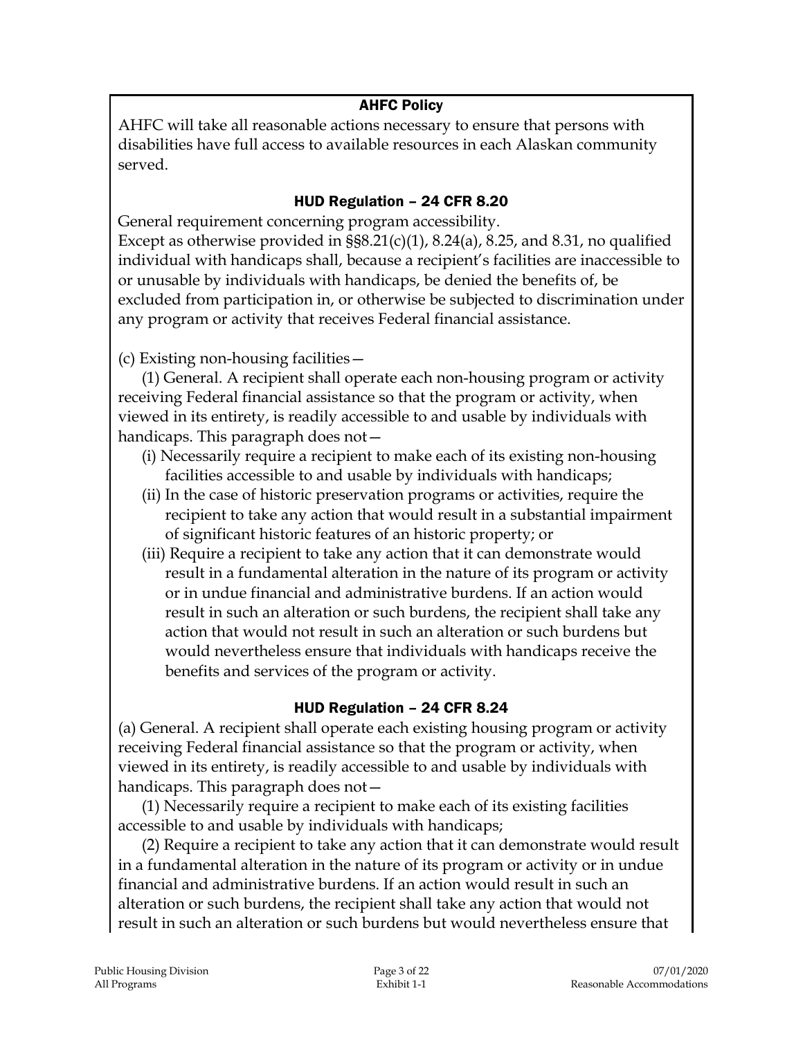### AHFC Policy

AHFC will take all reasonable actions necessary to ensure that persons with disabilities have full access to available resources in each Alaskan community served.

### HUD Regulation – 24 CFR 8.20

General requirement concerning program accessibility.

Except as otherwise provided in §§8.21(c)(1), 8.24(a), 8.25, and 8.31, no qualified individual with handicaps shall, because a recipient's facilities are inaccessible to or unusable by individuals with handicaps, be denied the benefits of, be excluded from participation in, or otherwise be subjected to discrimination under any program or activity that receives Federal financial assistance.

(c) Existing non-housing facilities—

(1) General. A recipient shall operate each non-housing program or activity receiving Federal financial assistance so that the program or activity, when viewed in its entirety, is readily accessible to and usable by individuals with handicaps. This paragraph does not—

- (i) Necessarily require a recipient to make each of its existing non-housing facilities accessible to and usable by individuals with handicaps;
- (ii) In the case of historic preservation programs or activities, require the recipient to take any action that would result in a substantial impairment of significant historic features of an historic property; or
- (iii) Require a recipient to take any action that it can demonstrate would result in a fundamental alteration in the nature of its program or activity or in undue financial and administrative burdens. If an action would result in such an alteration or such burdens, the recipient shall take any action that would not result in such an alteration or such burdens but would nevertheless ensure that individuals with handicaps receive the benefits and services of the program or activity.

### HUD Regulation – 24 CFR 8.24

(a) General. A recipient shall operate each existing housing program or activity receiving Federal financial assistance so that the program or activity, when viewed in its entirety, is readily accessible to and usable by individuals with handicaps. This paragraph does not—

(1) Necessarily require a recipient to make each of its existing facilities accessible to and usable by individuals with handicaps;

(2) Require a recipient to take any action that it can demonstrate would result in a fundamental alteration in the nature of its program or activity or in undue financial and administrative burdens. If an action would result in such an alteration or such burdens, the recipient shall take any action that would not result in such an alteration or such burdens but would nevertheless ensure that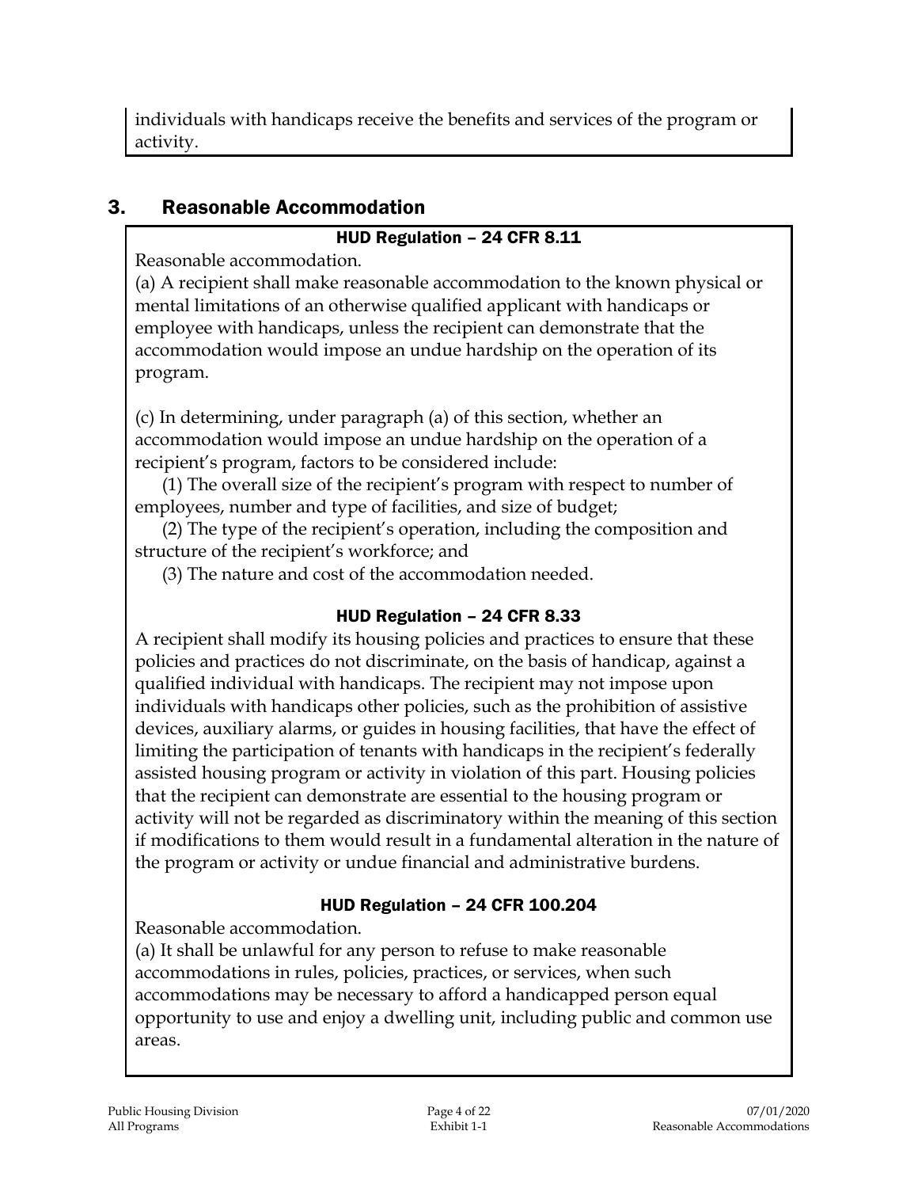individuals with handicaps receive the benefits and services of the program or activity.

## 3. Reasonable Accommodation

**HUD Regulation – 24 CFR 8.11**

Reasonable accommodation.

(a) A recipient shall make reasonable accommodation to the known physical or mental limitations of an otherwise qualified applicant with handicaps or employee with handicaps, unless the recipient can demonstrate that the accommodation would impose an undue hardship on the operation of its program.

(c) In determining, under paragraph (a) of this section, whether an accommodation would impose an undue hardship on the operation of a recipient's program, factors to be considered include:

(1) The overall size of the recipient's program with respect to number of employees, number and type of facilities, and size of budget;

(2) The type of the recipient's operation, including the composition and structure of the recipient's workforce; and

(3) The nature and cost of the accommodation needed.

**HUD Regulation – 24 CFR 8.33**

A recipient shall modify its housing policies and practices to ensure that these policies and practices do not discriminate, on the basis of handicap, against a qualified individual with handicaps. The recipient may not impose upon individuals with handicaps other policies, such as the prohibition of assistive devices, auxiliary alarms, or guides in housing facilities, that have the effect of limiting the participation of tenants with handicaps in the recipient's federally assisted housing program or activity in violation of this part. Housing policies that the recipient can demonstrate are essential to the housing program or activity will not be regarded as discriminatory within the meaning of this section if modifications to them would result in a fundamental alteration in the nature of the program or activity or undue financial and administrative burdens.

**HUD Regulation – 24 CFR 100.204**

Reasonable accommodation.

(a) It shall be unlawful for any person to refuse to make reasonable accommodations in rules, policies, practices, or services, when such accommodations may be necessary to afford a handicapped person equal opportunity to use and enjoy a dwelling unit, including public and common use areas.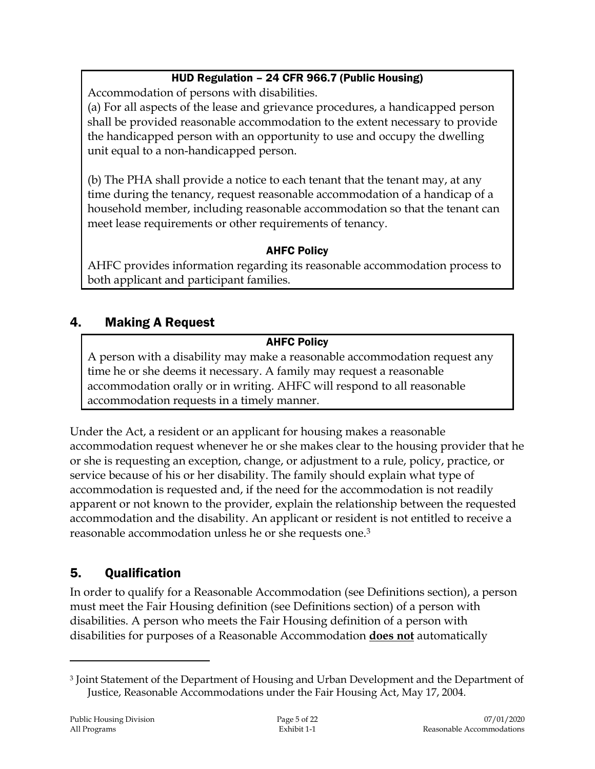**HUD Regulation – 24 CFR 966.7 (Public Housing)**

Accommodation of persons with disabilities.

(a) For all aspects of the lease and grievance procedures, a handicapped person shall be provided reasonable accommodation to the extent necessary to provide the handicapped person with an opportunity to use and occupy the dwelling unit equal to a non-handicapped person.

(b) The PHA shall provide a notice to each tenant that the tenant may, at any time during the tenancy, request reasonable accommodation of a handicap of a household member, including reasonable accommodation so that the tenant can meet lease requirements or other requirements of tenancy.

**AHFC Policy**

AHFC provides information regarding its reasonable accommodation process to both applicant and participant families.

## 4. Making A Request

**AHFC Policy**

A person with a disability may make a reasonable accommodation request any time he or she deems it necessary. A family may request a reasonable accommodation orally or in writing. AHFC will respond to all reasonable accommodation requests in a timely manner.

Under the Act, a resident or an applicant for housing makes a reasonable accommodation request whenever he or she makes clear to the housing provider that he or she is requesting an exception, change, or adjustment to a rule, policy, practice, or service because of his or her disability. The family should explain what type of accommodation is requested and, if the need for the accommodation is not readily apparent or not known to the provider, explain the relationship between the requested accommodation and the disability. An applicant or resident is not entitled to receive a reasonable accommodation unless he or she requests one.[3]

## 5. Qualification

In order to qualify for a Reasonable Accommodation (see Definitions section), a person must meet the Fair Housing definition (see Definitions section) of a person with disabilities. A person who meets the Fair Housing definition of a person with disabilities for purposes of a Reasonable Accommodation **does not** automatically

[3] Joint Statement of the Department of Housing and Urban Development and the Department of Justice, Reasonable Accommodations under the Fair Housing Act, May 17, 2004.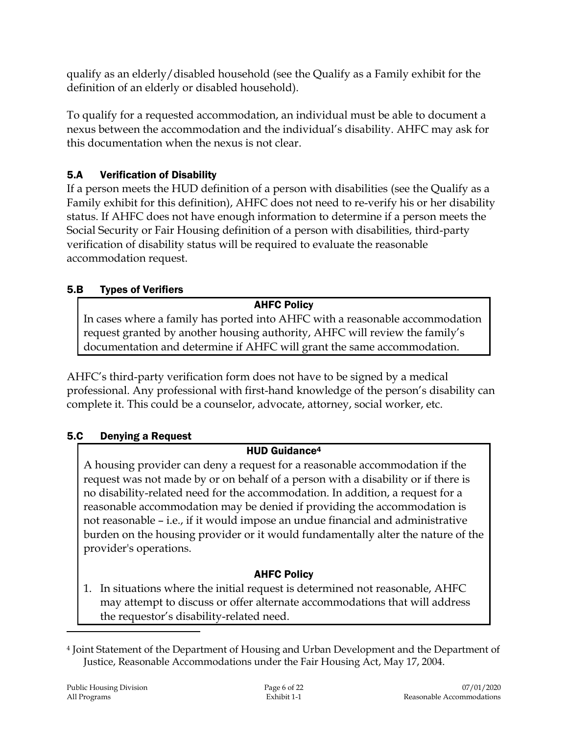qualify as an elderly/disabled household (see the Qualify as a Family exhibit for the definition of an elderly or disabled household).

To qualify for a requested accommodation, an individual must be able to document a nexus between the accommodation and the individual's disability. AHFC may ask for this documentation when the nexus is not clear.

## 5.A Verification of Disability

If a person meets the HUD definition of a person with disabilities (see the Qualify as a Family exhibit for this definition), AHFC does not need to re-verify his or her disability status. If AHFC does not have enough information to determine if a person meets the Social Security or Fair Housing definition of a person with disabilities, third-party verification of disability status will be required to evaluate the reasonable accommodation request.

## 5.B Types of Verifiers

**AHFC Policy**

In cases where a family has ported into AHFC with a reasonable accommodation request granted by another housing authority, AHFC will review the family's documentation and determine if AHFC will grant the same accommodation.

AHFC's third-party verification form does not have to be signed by a medical professional. Any professional with first-hand knowledge of the person's disability can complete it. This could be a counselor, advocate, attorney, social worker, etc.

## 5.C Denying a Request

**HUD Guidance[4]**

A housing provider can deny a request for a reasonable accommodation if the request was not made by or on behalf of a person with a disability or if there is no disability-related need for the accommodation. In addition, a request for a reasonable accommodation may be denied if providing the accommodation is not reasonable – i.e., if it would impose an undue financial and administrative burden on the housing provider or it would fundamentally alter the nature of the provider's operations.

**AHFC Policy**

1. In situations where the initial request is determined not reasonable, AHFC may attempt to discuss or offer alternate accommodations that will address the requestor's disability-related need.

---

[4] Joint Statement of the Department of Housing and Urban Development and the Department of Justice, Reasonable Accommodations under the Fair Housing Act, May 17, 2004.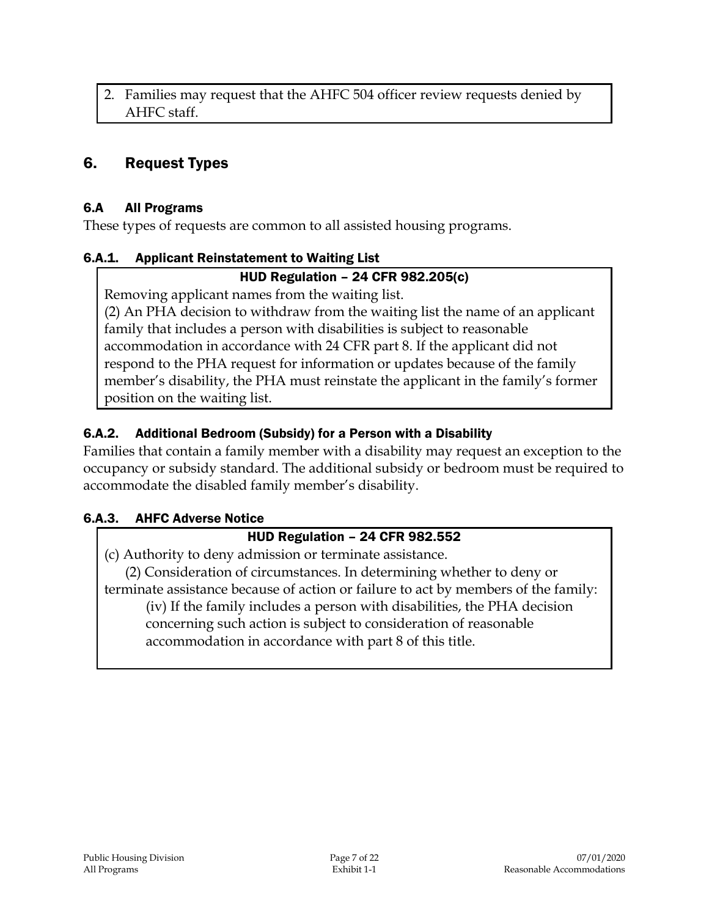2. Families may request that the AHFC 504 officer review requests denied by AHFC staff.

## 6. Request Types

### 6.A All Programs

These types of requests are common to all assisted housing programs.

#### 6.A.1. Applicant Reinstatement to Waiting List

**HUD Regulation – 24 CFR 982.205(c)**

Removing applicant names from the waiting list.

(2) An PHA decision to withdraw from the waiting list the name of an applicant family that includes a person with disabilities is subject to reasonable accommodation in accordance with 24 CFR part 8. If the applicant did not respond to the PHA request for information or updates because of the family member's disability, the PHA must reinstate the applicant in the family's former position on the waiting list.

#### 6.A.2. Additional Bedroom (Subsidy) for a Person with a Disability

Families that contain a family member with a disability may request an exception to the occupancy or subsidy standard. The additional subsidy or bedroom must be required to accommodate the disabled family member's disability.

#### 6.A.3. AHFC Adverse Notice

**HUD Regulation – 24 CFR 982.552**

(c) Authority to deny admission or terminate assistance.

(2) Consideration of circumstances. In determining whether to deny or terminate assistance because of action or failure to act by members of the family:

(iv) If the family includes a person with disabilities, the PHA decision concerning such action is subject to consideration of reasonable accommodation in accordance with part 8 of this title.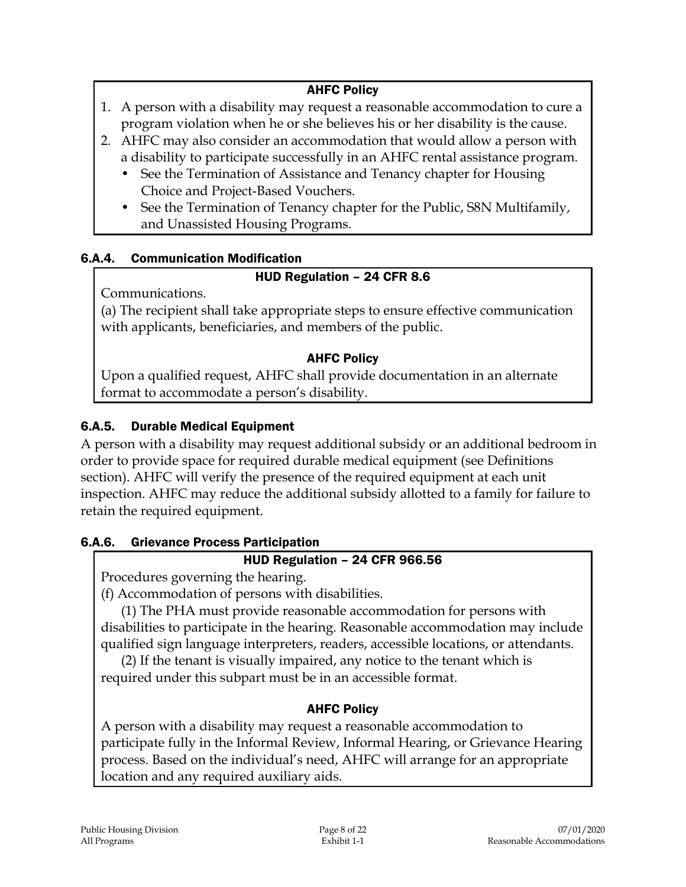**AHFC Policy**

1. A person with a disability may request a reasonable accommodation to cure a program violation when he or she believes his or her disability is the cause.
2. AHFC may also consider an accommodation that would allow a person with a disability to participate successfully in an AHFC rental assistance program.
   - See the Termination of Assistance and Tenancy chapter for Housing Choice and Project-Based Vouchers.
   - See the Termination of Tenancy chapter for the Public, S8N Multifamily, and Unassisted Housing Programs.

### 6.A.4. Communication Modification

**HUD Regulation – 24 CFR 8.6**

Communications.

(a) The recipient shall take appropriate steps to ensure effective communication with applicants, beneficiaries, and members of the public.

**AHFC Policy**

Upon a qualified request, AHFC shall provide documentation in an alternate format to accommodate a person's disability.

### 6.A.5. Durable Medical Equipment

A person with a disability may request additional subsidy or an additional bedroom in order to provide space for required durable medical equipment (see Definitions section). AHFC will verify the presence of the required equipment at each unit inspection. AHFC may reduce the additional subsidy allotted to a family for failure to retain the required equipment.

### 6.A.6. Grievance Process Participation

**HUD Regulation – 24 CFR 966.56**

Procedures governing the hearing.

(f) Accommodation of persons with disabilities.

(1) The PHA must provide reasonable accommodation for persons with disabilities to participate in the hearing. Reasonable accommodation may include qualified sign language interpreters, readers, accessible locations, or attendants.

(2) If the tenant is visually impaired, any notice to the tenant which is required under this subpart must be in an accessible format.

**AHFC Policy**

A person with a disability may request a reasonable accommodation to participate fully in the Informal Review, Informal Hearing, or Grievance Hearing process. Based on the individual's need, AHFC will arrange for an appropriate location and any required auxiliary aids.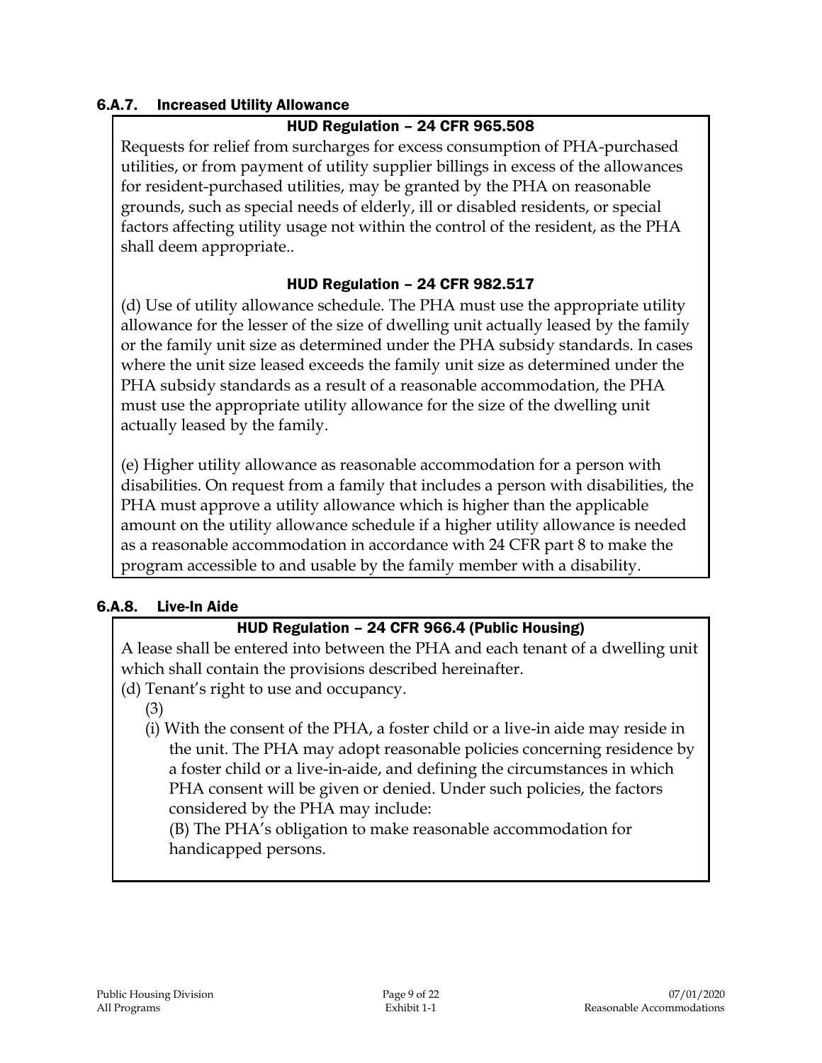### 6.A.7. Increased Utility Allowance

**HUD Regulation – 24 CFR 965.508**

Requests for relief from surcharges for excess consumption of PHA-purchased utilities, or from payment of utility supplier billings in excess of the allowances for resident-purchased utilities, may be granted by the PHA on reasonable grounds, such as special needs of elderly, ill or disabled residents, or special factors affecting utility usage not within the control of the resident, as the PHA shall deem appropriate..

**HUD Regulation – 24 CFR 982.517**

(d) Use of utility allowance schedule. The PHA must use the appropriate utility allowance for the lesser of the size of dwelling unit actually leased by the family or the family unit size as determined under the PHA subsidy standards. In cases where the unit size leased exceeds the family unit size as determined under the PHA subsidy standards as a result of a reasonable accommodation, the PHA must use the appropriate utility allowance for the size of the dwelling unit actually leased by the family.

(e) Higher utility allowance as reasonable accommodation for a person with disabilities. On request from a family that includes a person with disabilities, the PHA must approve a utility allowance which is higher than the applicable amount on the utility allowance schedule if a higher utility allowance is needed as a reasonable accommodation in accordance with 24 CFR part 8 to make the program accessible to and usable by the family member with a disability.

### 6.A.8. Live-In Aide

**HUD Regulation – 24 CFR 966.4 (Public Housing)**

A lease shall be entered into between the PHA and each tenant of a dwelling unit which shall contain the provisions described hereinafter.

(d) Tenant's right to use and occupancy.

(3)

(i) With the consent of the PHA, a foster child or a live-in aide may reside in the unit. The PHA may adopt reasonable policies concerning residence by a foster child or a live-in-aide, and defining the circumstances in which PHA consent will be given or denied. Under such policies, the factors considered by the PHA may include:

(B) The PHA's obligation to make reasonable accommodation for handicapped persons.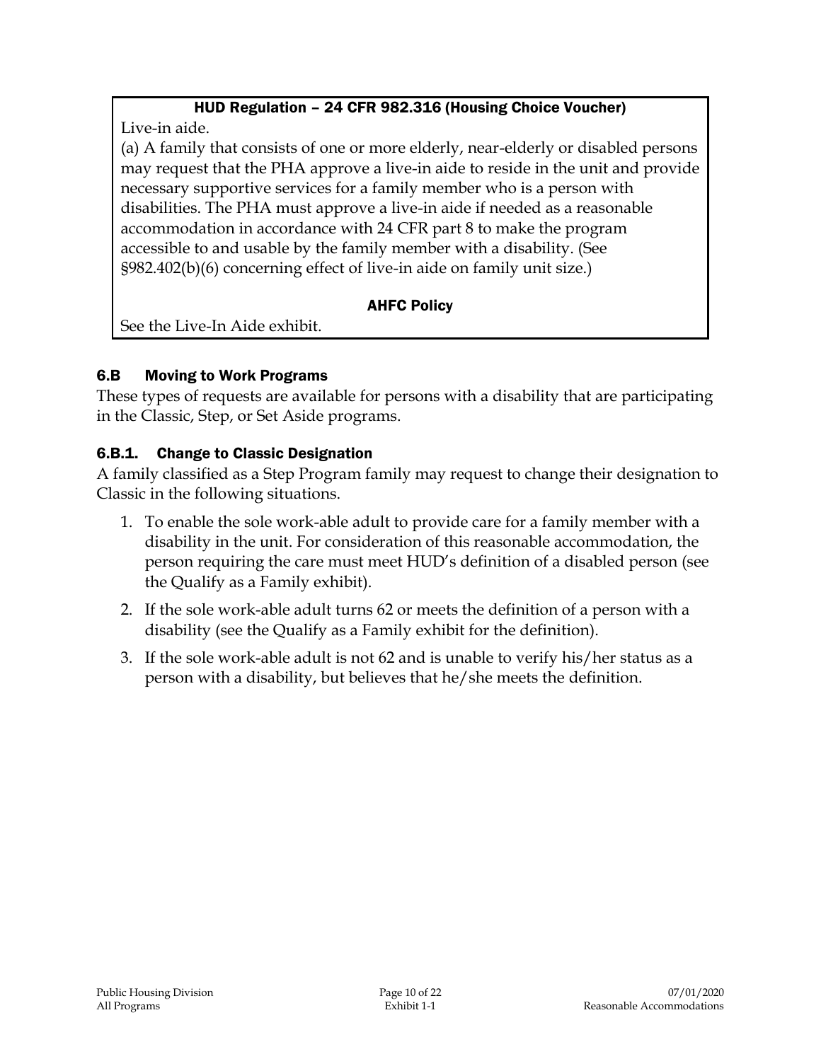**HUD Regulation – 24 CFR 982.316 (Housing Choice Voucher)**

Live-in aide.

(a) A family that consists of one or more elderly, near-elderly or disabled persons may request that the PHA approve a live-in aide to reside in the unit and provide necessary supportive services for a family member who is a person with disabilities. The PHA must approve a live-in aide if needed as a reasonable accommodation in accordance with 24 CFR part 8 to make the program accessible to and usable by the family member with a disability. (See §982.402(b)(6) concerning effect of live-in aide on family unit size.)

**AHFC Policy**

See the Live-In Aide exhibit.

### 6.B Moving to Work Programs

These types of requests are available for persons with a disability that are participating in the Classic, Step, or Set Aside programs.

### 6.B.1. Change to Classic Designation

A family classified as a Step Program family may request to change their designation to Classic in the following situations.

1. To enable the sole work-able adult to provide care for a family member with a disability in the unit. For consideration of this reasonable accommodation, the person requiring the care must meet HUD's definition of a disabled person (see the Qualify as a Family exhibit).
2. If the sole work-able adult turns 62 or meets the definition of a person with a disability (see the Qualify as a Family exhibit for the definition).
3. If the sole work-able adult is not 62 and is unable to verify his/her status as a person with a disability, but believes that he/she meets the definition.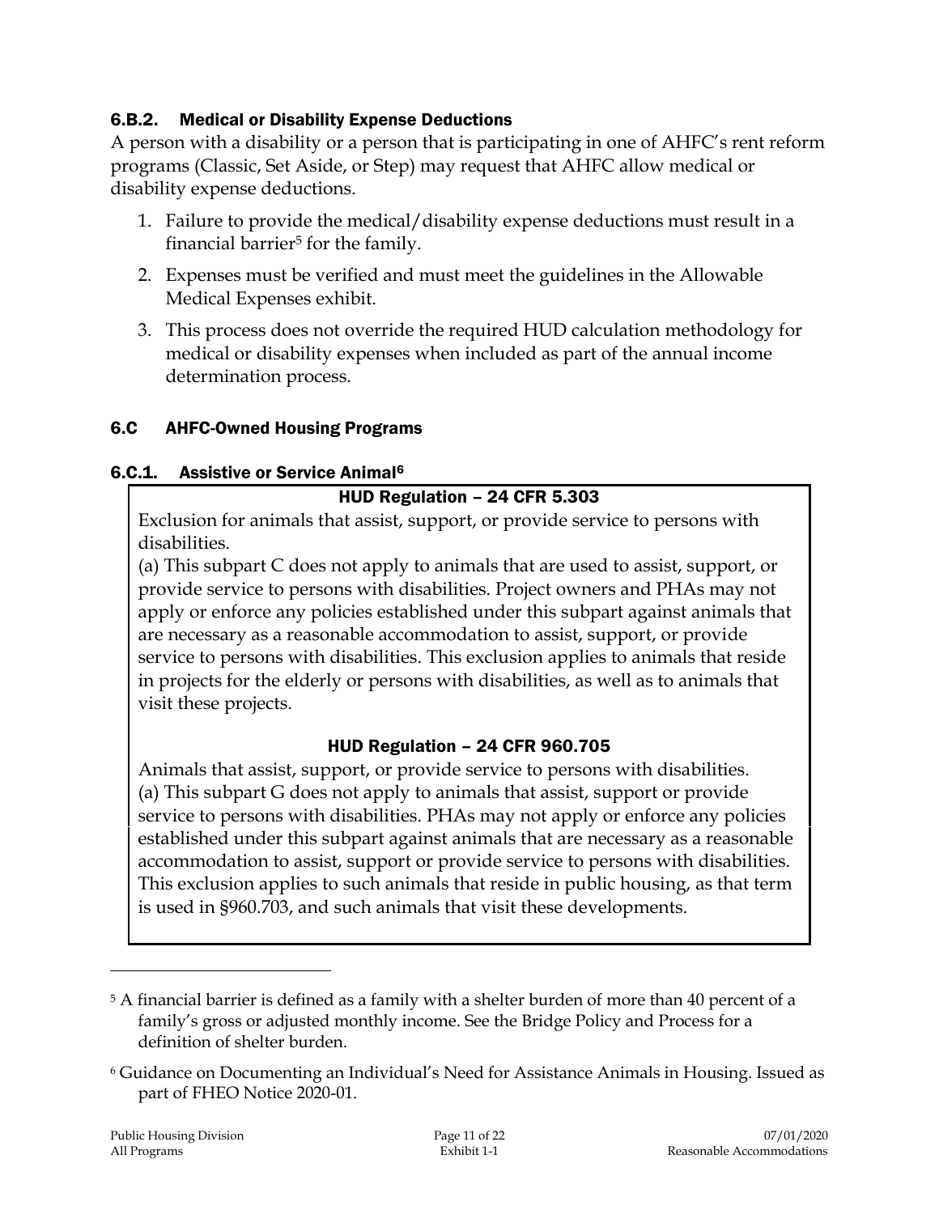### 6.B.2. Medical or Disability Expense Deductions

A person with a disability or a person that is participating in one of AHFC's rent reform programs (Classic, Set Aside, or Step) may request that AHFC allow medical or disability expense deductions.

1. Failure to provide the medical/disability expense deductions must result in a financial barrier[5] for the family.
2. Expenses must be verified and must meet the guidelines in the Allowable Medical Expenses exhibit.
3. This process does not override the required HUD calculation methodology for medical or disability expenses when included as part of the annual income determination process.

## 6.C AHFC-Owned Housing Programs

### 6.C.1. Assistive or Service Animal[6]

**HUD Regulation – 24 CFR 5.303**

Exclusion for animals that assist, support, or provide service to persons with disabilities.

(a) This subpart C does not apply to animals that are used to assist, support, or provide service to persons with disabilities. Project owners and PHAs may not apply or enforce any policies established under this subpart against animals that are necessary as a reasonable accommodation to assist, support, or provide service to persons with disabilities. This exclusion applies to animals that reside in projects for the elderly or persons with disabilities, as well as to animals that visit these projects.

**HUD Regulation – 24 CFR 960.705**

Animals that assist, support, or provide service to persons with disabilities.

(a) This subpart G does not apply to animals that assist, support or provide service to persons with disabilities. PHAs may not apply or enforce any policies established under this subpart against animals that are necessary as a reasonable accommodation to assist, support or provide service to persons with disabilities. This exclusion applies to such animals that reside in public housing, as that term is used in §960.703, and such animals that visit these developments.

---

[5] A financial barrier is defined as a family with a shelter burden of more than 40 percent of a family's gross or adjusted monthly income. See the Bridge Policy and Process for a definition of shelter burden.

[6] Guidance on Documenting an Individual's Need for Assistance Animals in Housing. Issued as part of FHEO Notice 2020-01.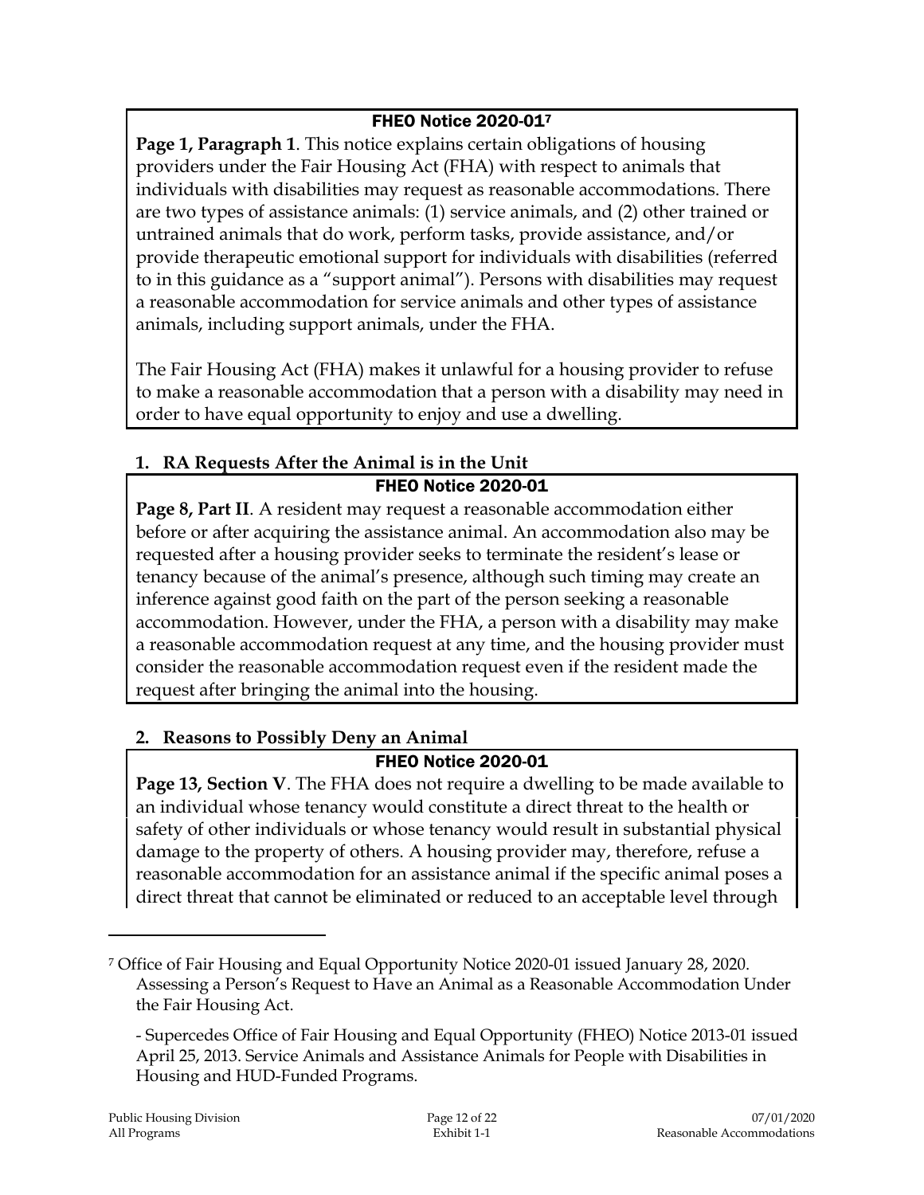**FHEO Notice 2020-01**[7]

**Page 1, Paragraph 1**. This notice explains certain obligations of housing providers under the Fair Housing Act (FHA) with respect to animals that individuals with disabilities may request as reasonable accommodations. There are two types of assistance animals: (1) service animals, and (2) other trained or untrained animals that do work, perform tasks, provide assistance, and/or provide therapeutic emotional support for individuals with disabilities (referred to in this guidance as a "support animal"). Persons with disabilities may request a reasonable accommodation for service animals and other types of assistance animals, including support animals, under the FHA.

The Fair Housing Act (FHA) makes it unlawful for a housing provider to refuse to make a reasonable accommodation that a person with a disability may need in order to have equal opportunity to enjoy and use a dwelling.

### 1. RA Requests After the Animal is in the Unit

**FHEO Notice 2020-01**

**Page 8, Part II**. A resident may request a reasonable accommodation either before or after acquiring the assistance animal. An accommodation also may be requested after a housing provider seeks to terminate the resident's lease or tenancy because of the animal's presence, although such timing may create an inference against good faith on the part of the person seeking a reasonable accommodation. However, under the FHA, a person with a disability may make a reasonable accommodation request at any time, and the housing provider must consider the reasonable accommodation request even if the resident made the request after bringing the animal into the housing.

### 2. Reasons to Possibly Deny an Animal

**FHEO Notice 2020-01**

**Page 13, Section V**. The FHA does not require a dwelling to be made available to an individual whose tenancy would constitute a direct threat to the health or safety of other individuals or whose tenancy would result in substantial physical damage to the property of others. A housing provider may, therefore, refuse a reasonable accommodation for an assistance animal if the specific animal poses a direct threat that cannot be eliminated or reduced to an acceptable level through

---

[7] Office of Fair Housing and Equal Opportunity Notice 2020-01 issued January 28, 2020. Assessing a Person's Request to Have an Animal as a Reasonable Accommodation Under the Fair Housing Act.

- Supercedes Office of Fair Housing and Equal Opportunity (FHEO) Notice 2013-01 issued April 25, 2013. Service Animals and Assistance Animals for People with Disabilities in Housing and HUD-Funded Programs.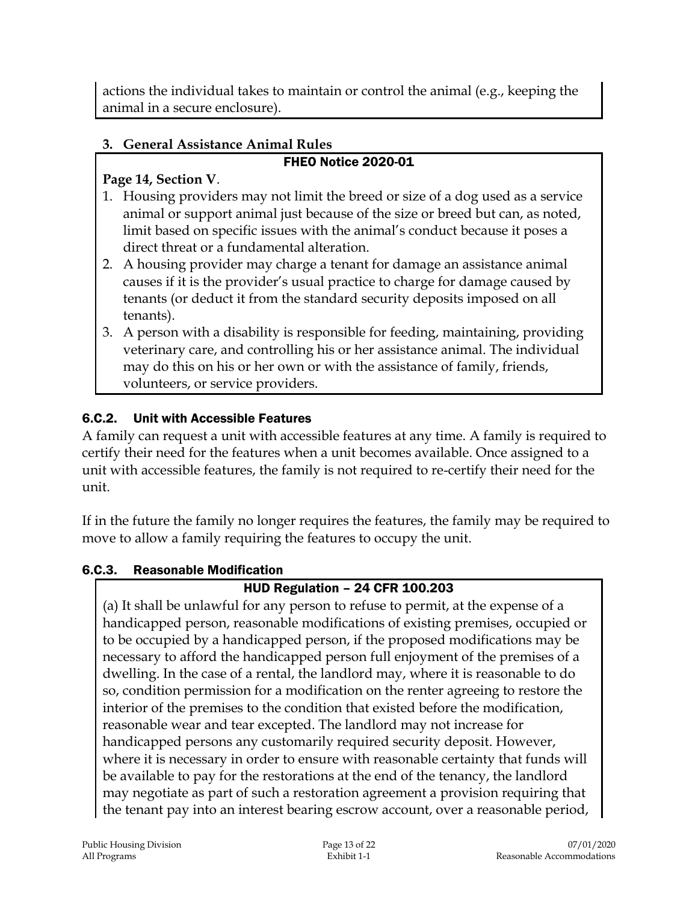actions the individual takes to maintain or control the animal (e.g., keeping the animal in a secure enclosure).

**3. General Assistance Animal Rules**

**FHEO Notice 2020-01**

**Page 14, Section V**.

1. Housing providers may not limit the breed or size of a dog used as a service animal or support animal just because of the size or breed but can, as noted, limit based on specific issues with the animal's conduct because it poses a direct threat or a fundamental alteration.
2. A housing provider may charge a tenant for damage an assistance animal causes if it is the provider's usual practice to charge for damage caused by tenants (or deduct it from the standard security deposits imposed on all tenants).
3. A person with a disability is responsible for feeding, maintaining, providing veterinary care, and controlling his or her assistance animal. The individual may do this on his or her own or with the assistance of family, friends, volunteers, or service providers.

### 6.C.2. Unit with Accessible Features

A family can request a unit with accessible features at any time. A family is required to certify their need for the features when a unit becomes available. Once assigned to a unit with accessible features, the family is not required to re-certify their need for the unit.

If in the future the family no longer requires the features, the family may be required to move to allow a family requiring the features to occupy the unit.

### 6.C.3. Reasonable Modification

**HUD Regulation – 24 CFR 100.203**

(a) It shall be unlawful for any person to refuse to permit, at the expense of a handicapped person, reasonable modifications of existing premises, occupied or to be occupied by a handicapped person, if the proposed modifications may be necessary to afford the handicapped person full enjoyment of the premises of a dwelling. In the case of a rental, the landlord may, where it is reasonable to do so, condition permission for a modification on the renter agreeing to restore the interior of the premises to the condition that existed before the modification, reasonable wear and tear excepted. The landlord may not increase for handicapped persons any customarily required security deposit. However, where it is necessary in order to ensure with reasonable certainty that funds will be available to pay for the restorations at the end of the tenancy, the landlord may negotiate as part of such a restoration agreement a provision requiring that the tenant pay into an interest bearing escrow account, over a reasonable period,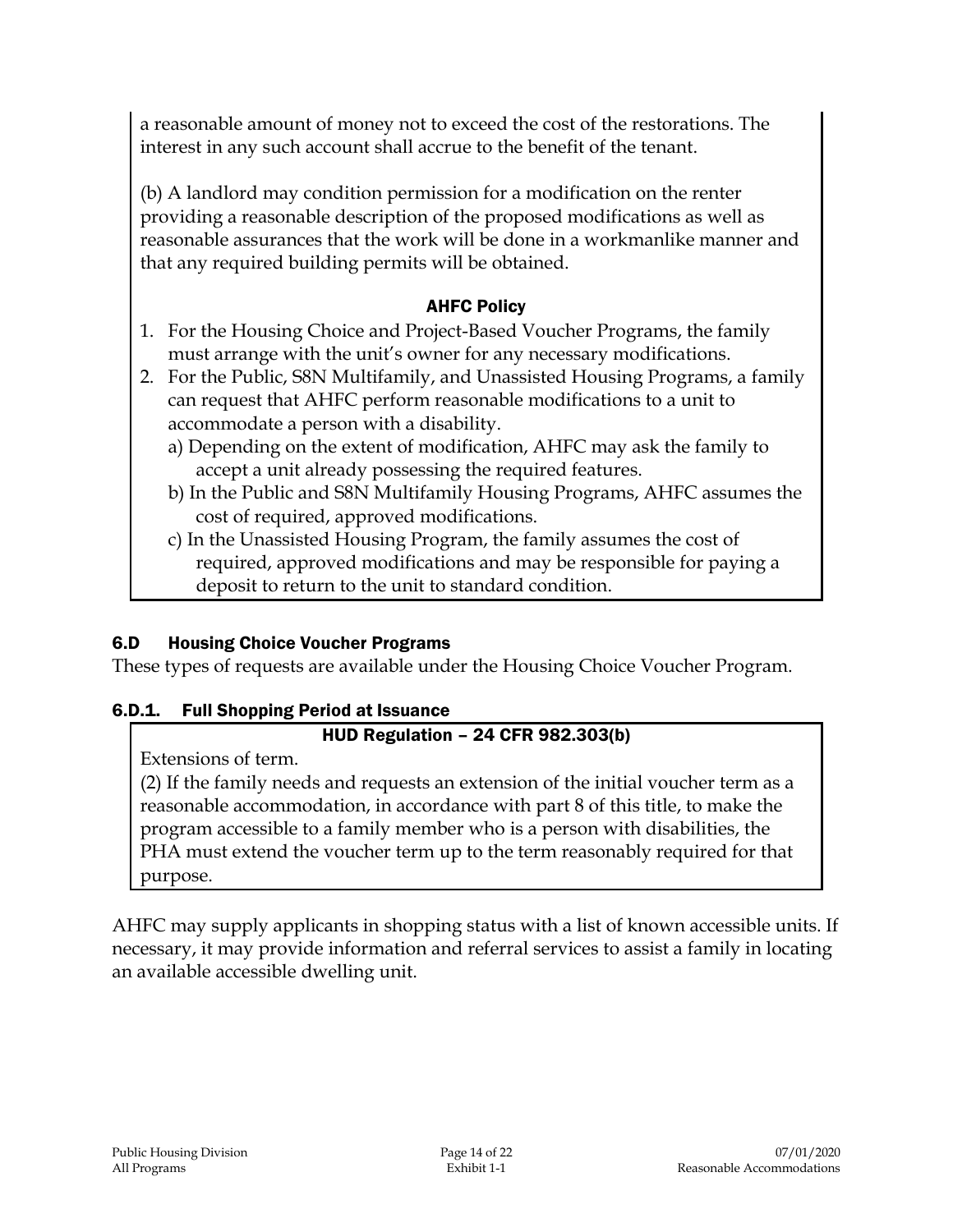a reasonable amount of money not to exceed the cost of the restorations. The interest in any such account shall accrue to the benefit of the tenant.

(b) A landlord may condition permission for a modification on the renter providing a reasonable description of the proposed modifications as well as reasonable assurances that the work will be done in a workmanlike manner and that any required building permits will be obtained.

**AHFC Policy**

1. For the Housing Choice and Project-Based Voucher Programs, the family must arrange with the unit's owner for any necessary modifications.
2. For the Public, S8N Multifamily, and Unassisted Housing Programs, a family can request that AHFC perform reasonable modifications to a unit to accommodate a person with a disability.
   a) Depending on the extent of modification, AHFC may ask the family to accept a unit already possessing the required features.
   b) In the Public and S8N Multifamily Housing Programs, AHFC assumes the cost of required, approved modifications.
   c) In the Unassisted Housing Program, the family assumes the cost of required, approved modifications and may be responsible for paying a deposit to return to the unit to standard condition.

## 6.D Housing Choice Voucher Programs

These types of requests are available under the Housing Choice Voucher Program.

### 6.D.1. Full Shopping Period at Issuance

**HUD Regulation – 24 CFR 982.303(b)**

Extensions of term.

(2) If the family needs and requests an extension of the initial voucher term as a reasonable accommodation, in accordance with part 8 of this title, to make the program accessible to a family member who is a person with disabilities, the PHA must extend the voucher term up to the term reasonably required for that purpose.

AHFC may supply applicants in shopping status with a list of known accessible units. If necessary, it may provide information and referral services to assist a family in locating an available accessible dwelling unit.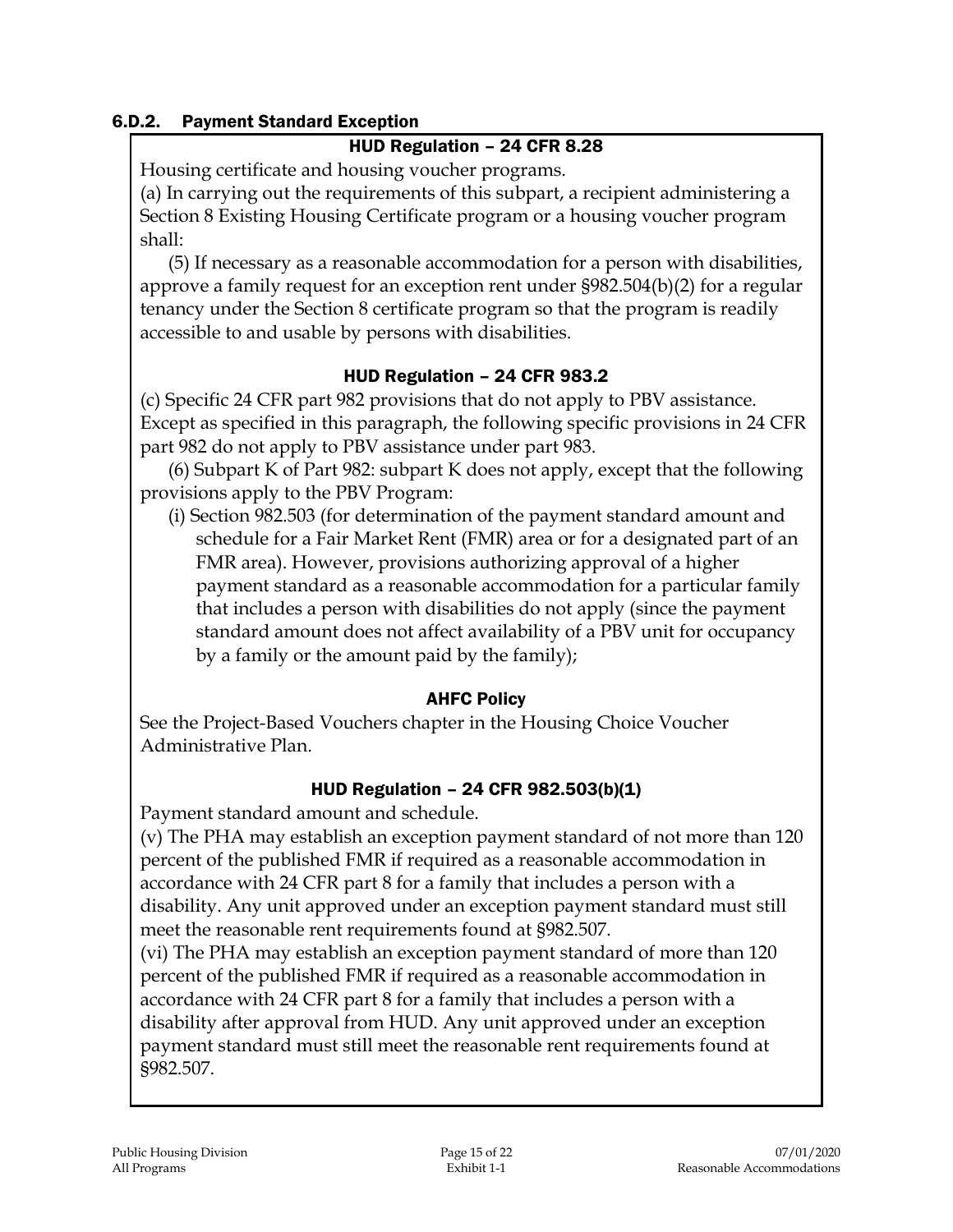### 6.D.2. Payment Standard Exception

#### HUD Regulation – 24 CFR 8.28

Housing certificate and housing voucher programs.

(a) In carrying out the requirements of this subpart, a recipient administering a Section 8 Existing Housing Certificate program or a housing voucher program shall:

(5) If necessary as a reasonable accommodation for a person with disabilities, approve a family request for an exception rent under §982.504(b)(2) for a regular tenancy under the Section 8 certificate program so that the program is readily accessible to and usable by persons with disabilities.

#### HUD Regulation – 24 CFR 983.2

(c) Specific 24 CFR part 982 provisions that do not apply to PBV assistance. Except as specified in this paragraph, the following specific provisions in 24 CFR part 982 do not apply to PBV assistance under part 983.

(6) Subpart K of Part 982: subpart K does not apply, except that the following provisions apply to the PBV Program:

(i) Section 982.503 (for determination of the payment standard amount and schedule for a Fair Market Rent (FMR) area or for a designated part of an FMR area). However, provisions authorizing approval of a higher payment standard as a reasonable accommodation for a particular family that includes a person with disabilities do not apply (since the payment standard amount does not affect availability of a PBV unit for occupancy by a family or the amount paid by the family);

#### AHFC Policy

See the Project-Based Vouchers chapter in the Housing Choice Voucher Administrative Plan.

#### HUD Regulation – 24 CFR 982.503(b)(1)

Payment standard amount and schedule.

(v) The PHA may establish an exception payment standard of not more than 120 percent of the published FMR if required as a reasonable accommodation in accordance with 24 CFR part 8 for a family that includes a person with a disability. Any unit approved under an exception payment standard must still meet the reasonable rent requirements found at §982.507.

(vi) The PHA may establish an exception payment standard of more than 120 percent of the published FMR if required as a reasonable accommodation in accordance with 24 CFR part 8 for a family that includes a person with a disability after approval from HUD. Any unit approved under an exception payment standard must still meet the reasonable rent requirements found at §982.507.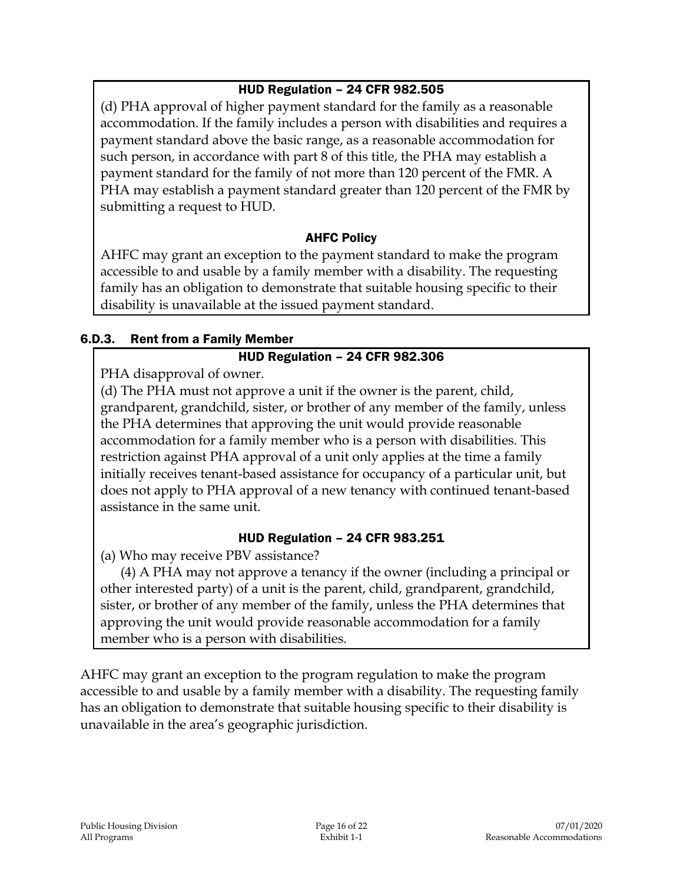**HUD Regulation – 24 CFR 982.505**

(d) PHA approval of higher payment standard for the family as a reasonable accommodation. If the family includes a person with disabilities and requires a payment standard above the basic range, as a reasonable accommodation for such person, in accordance with part 8 of this title, the PHA may establish a payment standard for the family of not more than 120 percent of the FMR. A PHA may establish a payment standard greater than 120 percent of the FMR by submitting a request to HUD.

**AHFC Policy**

AHFC may grant an exception to the payment standard to make the program accessible to and usable by a family member with a disability. The requesting family has an obligation to demonstrate that suitable housing specific to their disability is unavailable at the issued payment standard.

### 6.D.3. Rent from a Family Member

**HUD Regulation – 24 CFR 982.306**

PHA disapproval of owner.

(d) The PHA must not approve a unit if the owner is the parent, child, grandparent, grandchild, sister, or brother of any member of the family, unless the PHA determines that approving the unit would provide reasonable accommodation for a family member who is a person with disabilities. This restriction against PHA approval of a unit only applies at the time a family initially receives tenant-based assistance for occupancy of a particular unit, but does not apply to PHA approval of a new tenancy with continued tenant-based assistance in the same unit.

**HUD Regulation – 24 CFR 983.251**

(a) Who may receive PBV assistance?

(4) A PHA may not approve a tenancy if the owner (including a principal or other interested party) of a unit is the parent, child, grandparent, grandchild, sister, or brother of any member of the family, unless the PHA determines that approving the unit would provide reasonable accommodation for a family member who is a person with disabilities.

AHFC may grant an exception to the program regulation to make the program accessible to and usable by a family member with a disability. The requesting family has an obligation to demonstrate that suitable housing specific to their disability is unavailable in the area's geographic jurisdiction.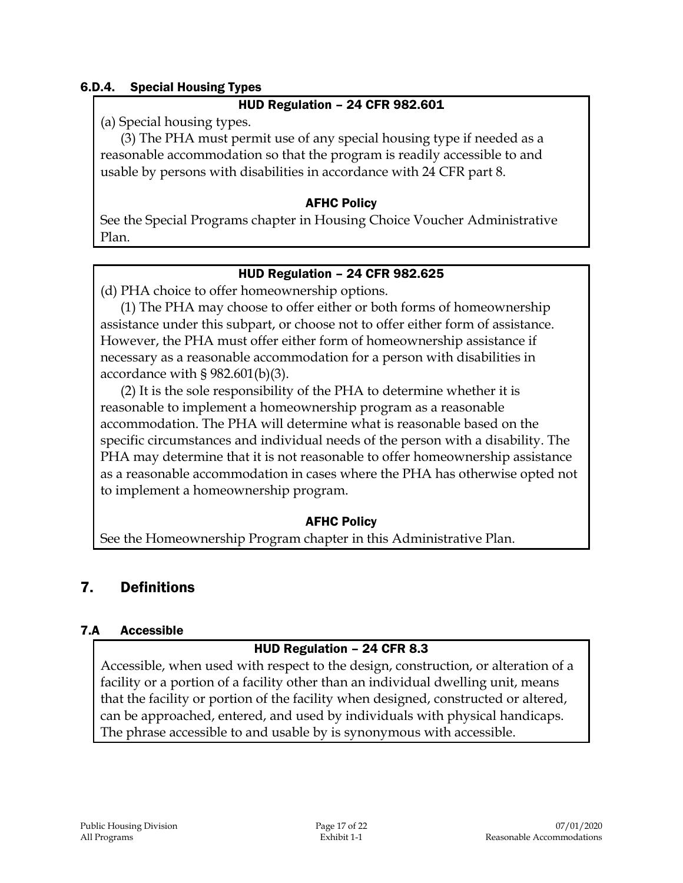### 6.D.4. Special Housing Types

**HUD Regulation – 24 CFR 982.601**

(a) Special housing types.

(3) The PHA must permit use of any special housing type if needed as a reasonable accommodation so that the program is readily accessible to and usable by persons with disabilities in accordance with 24 CFR part 8.

**AFHC Policy**

See the Special Programs chapter in Housing Choice Voucher Administrative Plan.

**HUD Regulation – 24 CFR 982.625**

(d) PHA choice to offer homeownership options.

(1) The PHA may choose to offer either or both forms of homeownership assistance under this subpart, or choose not to offer either form of assistance. However, the PHA must offer either form of homeownership assistance if necessary as a reasonable accommodation for a person with disabilities in accordance with § 982.601(b)(3).

(2) It is the sole responsibility of the PHA to determine whether it is reasonable to implement a homeownership program as a reasonable accommodation. The PHA will determine what is reasonable based on the specific circumstances and individual needs of the person with a disability. The PHA may determine that it is not reasonable to offer homeownership assistance as a reasonable accommodation in cases where the PHA has otherwise opted not to implement a homeownership program.

**AFHC Policy**

See the Homeownership Program chapter in this Administrative Plan.

## 7. Definitions

### 7.A Accessible

**HUD Regulation – 24 CFR 8.3**

Accessible, when used with respect to the design, construction, or alteration of a facility or a portion of a facility other than an individual dwelling unit, means that the facility or portion of the facility when designed, constructed or altered, can be approached, entered, and used by individuals with physical handicaps. The phrase accessible to and usable by is synonymous with accessible.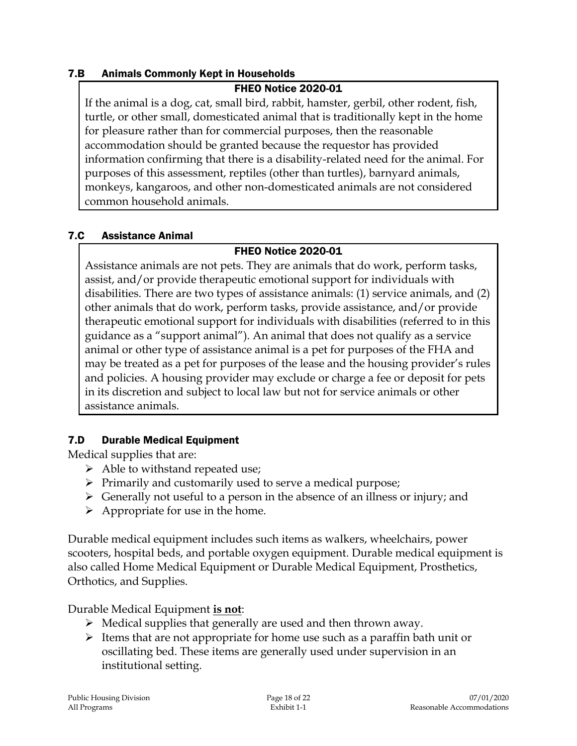### 7.B Animals Commonly Kept in Households

**FHEO Notice 2020-01**

If the animal is a dog, cat, small bird, rabbit, hamster, gerbil, other rodent, fish, turtle, or other small, domesticated animal that is traditionally kept in the home for pleasure rather than for commercial purposes, then the reasonable accommodation should be granted because the requestor has provided information confirming that there is a disability-related need for the animal. For purposes of this assessment, reptiles (other than turtles), barnyard animals, monkeys, kangaroos, and other non-domesticated animals are not considered common household animals.

### 7.C Assistance Animal

**FHEO Notice 2020-01**

Assistance animals are not pets. They are animals that do work, perform tasks, assist, and/or provide therapeutic emotional support for individuals with disabilities. There are two types of assistance animals: (1) service animals, and (2) other animals that do work, perform tasks, provide assistance, and/or provide therapeutic emotional support for individuals with disabilities (referred to in this guidance as a "support animal"). An animal that does not qualify as a service animal or other type of assistance animal is a pet for purposes of the FHA and may be treated as a pet for purposes of the lease and the housing provider's rules and policies. A housing provider may exclude or charge a fee or deposit for pets in its discretion and subject to local law but not for service animals or other assistance animals.

### 7.D Durable Medical Equipment

Medical supplies that are:

- Able to withstand repeated use;
- Primarily and customarily used to serve a medical purpose;
- Generally not useful to a person in the absence of an illness or injury; and
- Appropriate for use in the home.

Durable medical equipment includes such items as walkers, wheelchairs, power scooters, hospital beds, and portable oxygen equipment. Durable medical equipment is also called Home Medical Equipment or Durable Medical Equipment, Prosthetics, Orthotics, and Supplies.

Durable Medical Equipment **is not**:

- Medical supplies that generally are used and then thrown away.
- Items that are not appropriate for home use such as a paraffin bath unit or oscillating bed. These items are generally used under supervision in an institutional setting.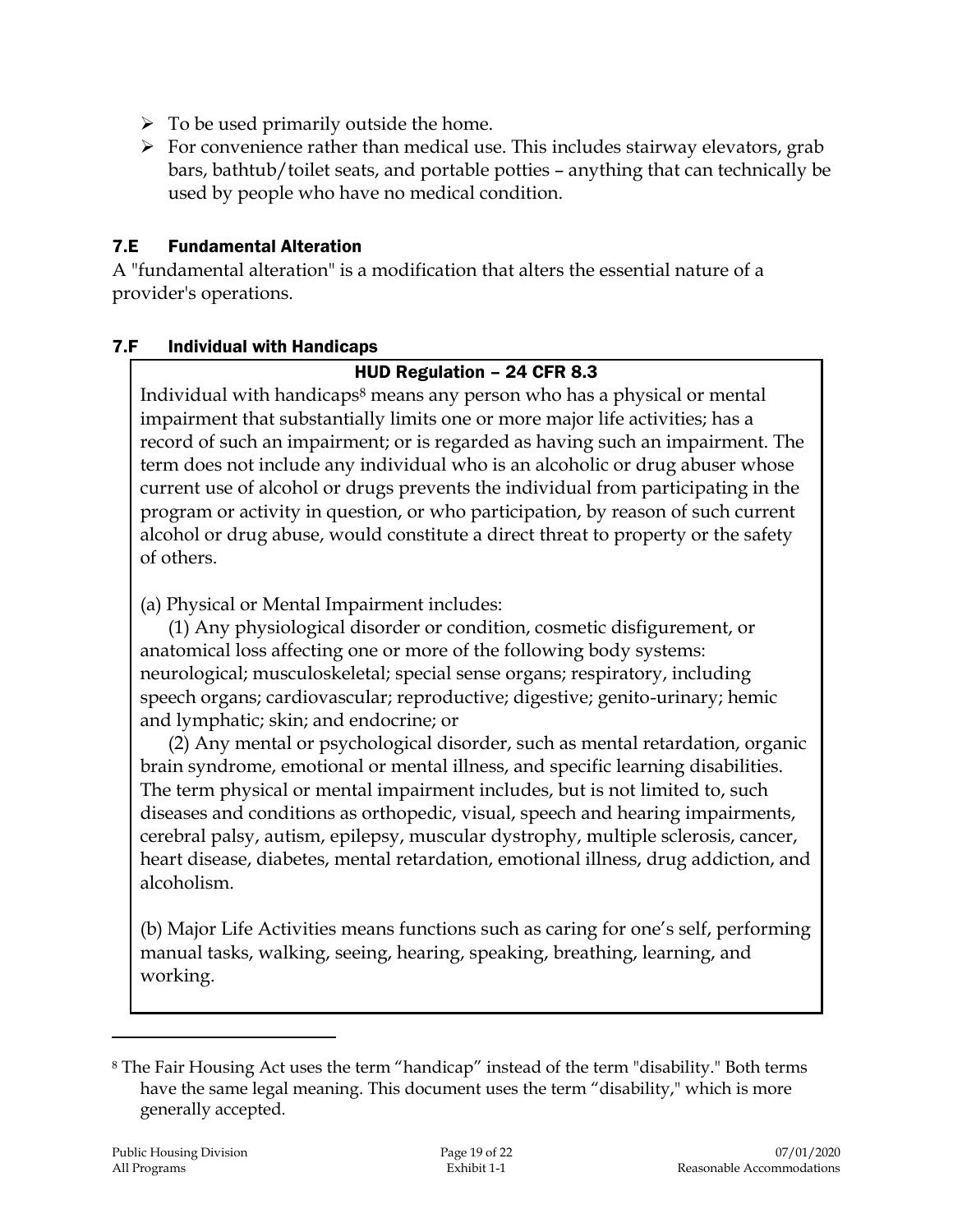- To be used primarily outside the home.
- For convenience rather than medical use. This includes stairway elevators, grab bars, bathtub/toilet seats, and portable potties – anything that can technically be used by people who have no medical condition.

## 7.E Fundamental Alteration

A "fundamental alteration" is a modification that alters the essential nature of a provider's operations.

## 7.F Individual with Handicaps

**HUD Regulation – 24 CFR 8.3**

Individual with handicaps[8] means any person who has a physical or mental impairment that substantially limits one or more major life activities; has a record of such an impairment; or is regarded as having such an impairment. The term does not include any individual who is an alcoholic or drug abuser whose current use of alcohol or drugs prevents the individual from participating in the program or activity in question, or who participation, by reason of such current alcohol or drug abuse, would constitute a direct threat to property or the safety of others.

(a) Physical or Mental Impairment includes:

(1) Any physiological disorder or condition, cosmetic disfigurement, or anatomical loss affecting one or more of the following body systems: neurological; musculoskeletal; special sense organs; respiratory, including speech organs; cardiovascular; reproductive; digestive; genito-urinary; hemic and lymphatic; skin; and endocrine; or

(2) Any mental or psychological disorder, such as mental retardation, organic brain syndrome, emotional or mental illness, and specific learning disabilities. The term physical or mental impairment includes, but is not limited to, such diseases and conditions as orthopedic, visual, speech and hearing impairments, cerebral palsy, autism, epilepsy, muscular dystrophy, multiple sclerosis, cancer, heart disease, diabetes, mental retardation, emotional illness, drug addiction, and alcoholism.

(b) Major Life Activities means functions such as caring for one's self, performing manual tasks, walking, seeing, hearing, speaking, breathing, learning, and working.

---

[8] The Fair Housing Act uses the term "handicap" instead of the term "disability." Both terms have the same legal meaning. This document uses the term "disability," which is more generally accepted.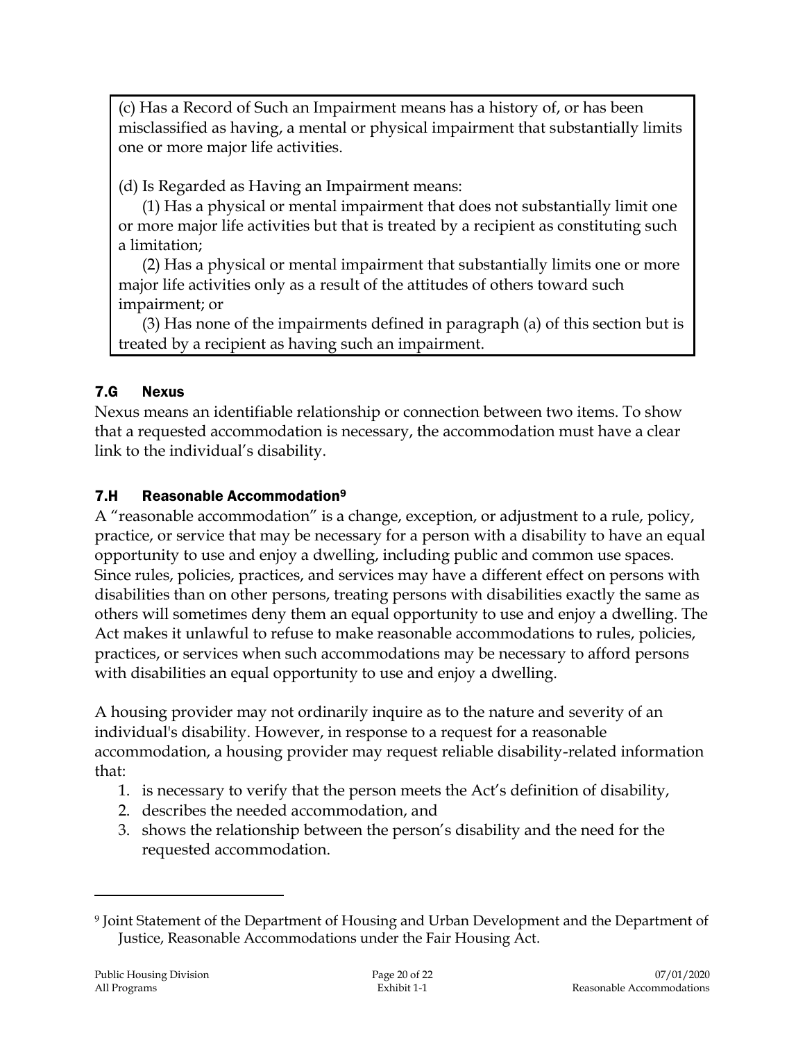(c) Has a Record of Such an Impairment means has a history of, or has been misclassified as having, a mental or physical impairment that substantially limits one or more major life activities.

(d) Is Regarded as Having an Impairment means:

(1) Has a physical or mental impairment that does not substantially limit one or more major life activities but that is treated by a recipient as constituting such a limitation;

(2) Has a physical or mental impairment that substantially limits one or more major life activities only as a result of the attitudes of others toward such impairment; or

(3) Has none of the impairments defined in paragraph (a) of this section but is treated by a recipient as having such an impairment.

### 7.G Nexus

Nexus means an identifiable relationship or connection between two items. To show that a requested accommodation is necessary, the accommodation must have a clear link to the individual's disability.

### 7.H Reasonable Accommodation[9]

A "reasonable accommodation" is a change, exception, or adjustment to a rule, policy, practice, or service that may be necessary for a person with a disability to have an equal opportunity to use and enjoy a dwelling, including public and common use spaces. Since rules, policies, practices, and services may have a different effect on persons with disabilities than on other persons, treating persons with disabilities exactly the same as others will sometimes deny them an equal opportunity to use and enjoy a dwelling. The Act makes it unlawful to refuse to make reasonable accommodations to rules, policies, practices, or services when such accommodations may be necessary to afford persons with disabilities an equal opportunity to use and enjoy a dwelling.

A housing provider may not ordinarily inquire as to the nature and severity of an individual's disability. However, in response to a request for a reasonable accommodation, a housing provider may request reliable disability-related information that:

1. is necessary to verify that the person meets the Act's definition of disability,
2. describes the needed accommodation, and
3. shows the relationship between the person's disability and the need for the requested accommodation.

---

[9] Joint Statement of the Department of Housing and Urban Development and the Department of Justice, Reasonable Accommodations under the Fair Housing Act.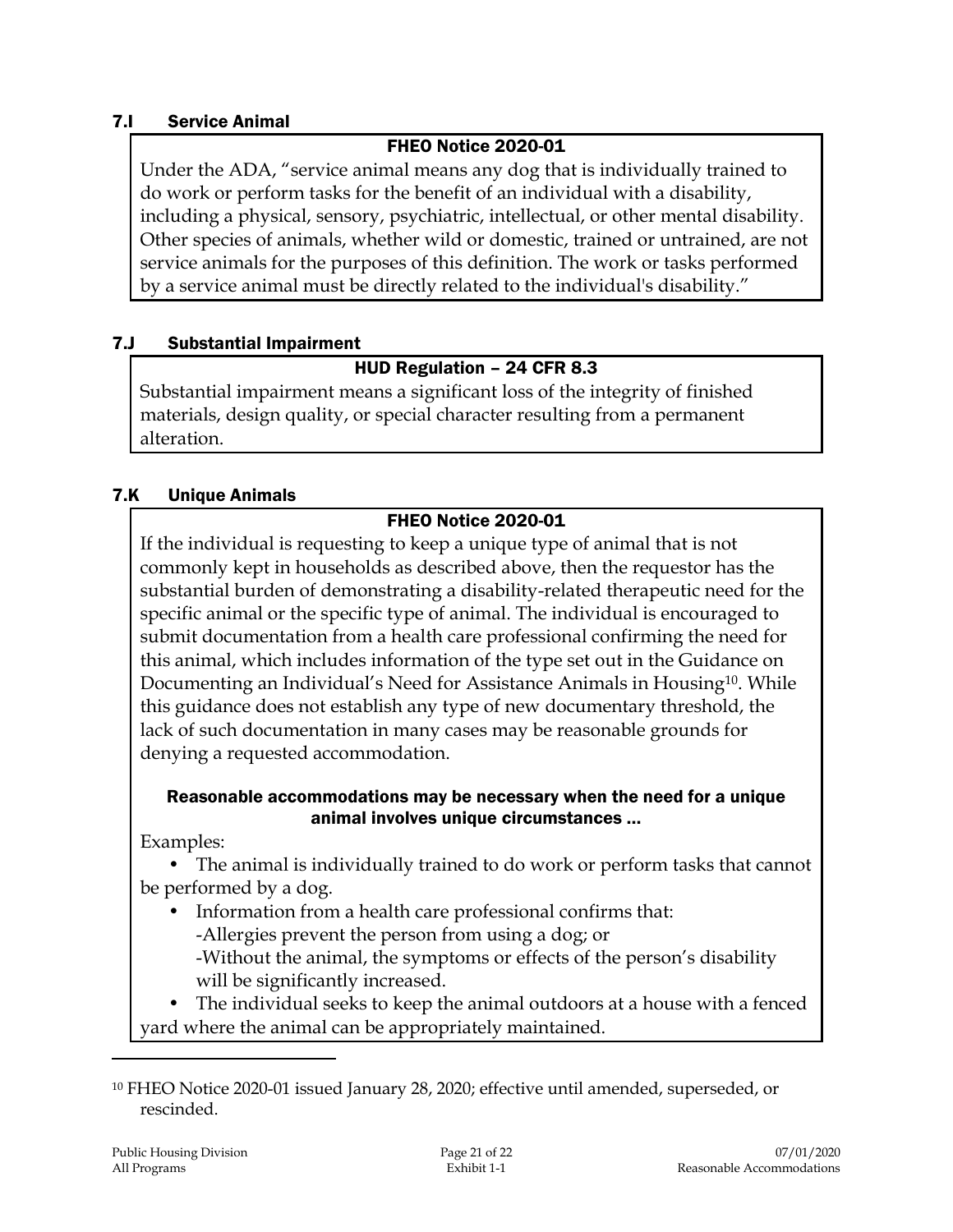### 7.I Service Animal

**FHEO Notice 2020-01**

Under the ADA, "service animal means any dog that is individually trained to do work or perform tasks for the benefit of an individual with a disability, including a physical, sensory, psychiatric, intellectual, or other mental disability. Other species of animals, whether wild or domestic, trained or untrained, are not service animals for the purposes of this definition. The work or tasks performed by a service animal must be directly related to the individual's disability."

### 7.J Substantial Impairment

**HUD Regulation – 24 CFR 8.3**

Substantial impairment means a significant loss of the integrity of finished materials, design quality, or special character resulting from a permanent alteration.

### 7.K Unique Animals

**FHEO Notice 2020-01**

If the individual is requesting to keep a unique type of animal that is not commonly kept in households as described above, then the requestor has the substantial burden of demonstrating a disability-related therapeutic need for the specific animal or the specific type of animal. The individual is encouraged to submit documentation from a health care professional confirming the need for this animal, which includes information of the type set out in the Guidance on Documenting an Individual's Need for Assistance Animals in Housing[10]. While this guidance does not establish any type of new documentary threshold, the lack of such documentation in many cases may be reasonable grounds for denying a requested accommodation.

**Reasonable accommodations may be necessary when the need for a unique animal involves unique circumstances ...**

Examples:

- The animal is individually trained to do work or perform tasks that cannot be performed by a dog.
- Information from a health care professional confirms that:
  - -Allergies prevent the person from using a dog; or
  - -Without the animal, the symptoms or effects of the person's disability will be significantly increased.
- The individual seeks to keep the animal outdoors at a house with a fenced yard where the animal can be appropriately maintained.

---

[10] FHEO Notice 2020-01 issued January 28, 2020; effective until amended, superseded, or rescinded.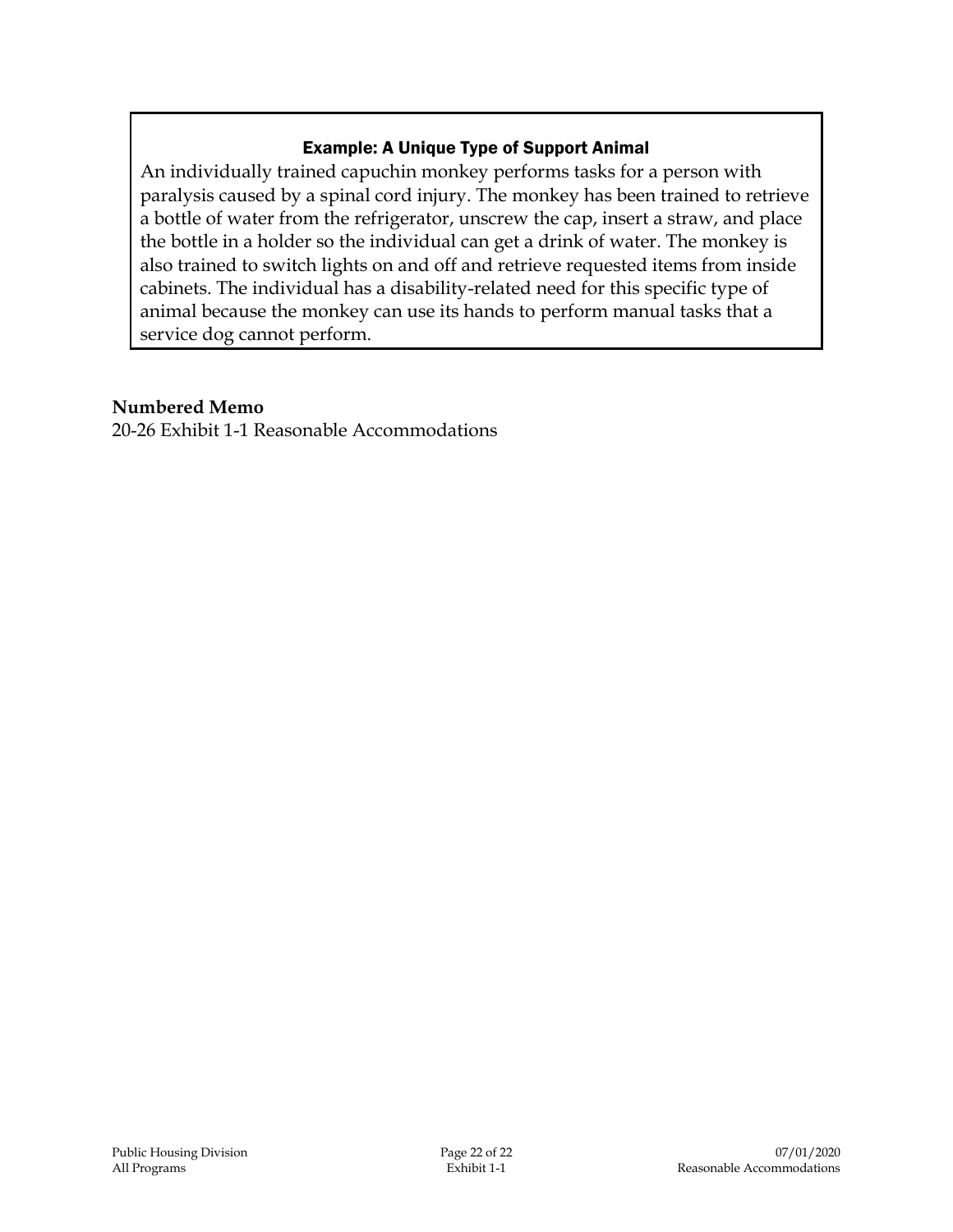**Example: A Unique Type of Support Animal**

An individually trained capuchin monkey performs tasks for a person with paralysis caused by a spinal cord injury. The monkey has been trained to retrieve a bottle of water from the refrigerator, unscrew the cap, insert a straw, and place the bottle in a holder so the individual can get a drink of water. The monkey is also trained to switch lights on and off and retrieve requested items from inside cabinets. The individual has a disability-related need for this specific type of animal because the monkey can use its hands to perform manual tasks that a service dog cannot perform.

**Numbered Memo**

20-26 Exhibit 1-1 Reasonable Accommodations